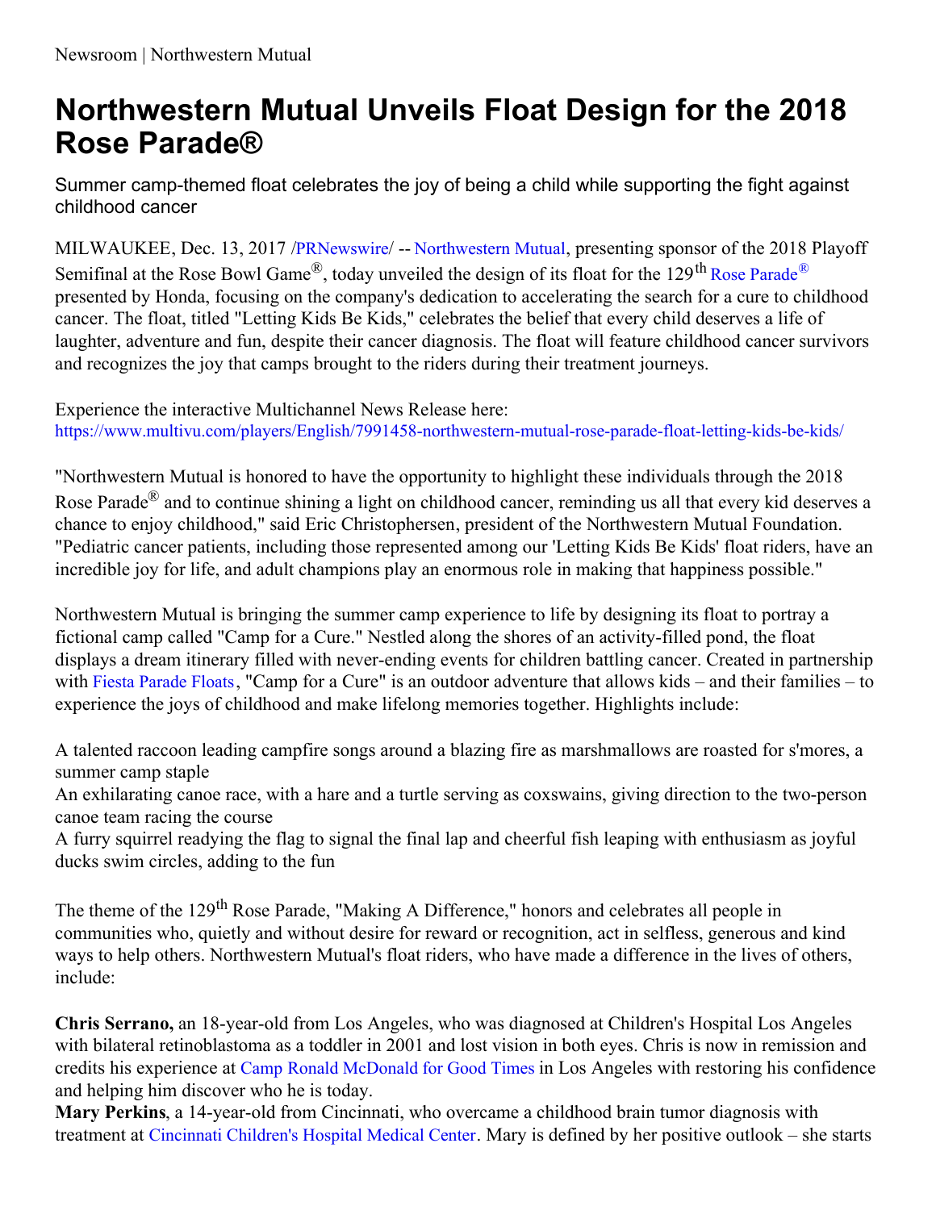Newsroom | Northwestern Mutual

# Northwestern Mutual Unveils Float Design for the 2018 Rose Parade®

Summer camp-themed float celebrates the joy of being a child while supporting the fight against childhood cancer

MILWAUKEE, Dec. 13, 2017 /PRNewswire/ -- Northwestern Mutual, presenting sponsor of the 2018 Playoff Semifinal at the Rose Bowl Game®, today unveiled the design of its float for the 129th Rose Parade® presented by Honda, focusing on the company's dedication to accelerating the search for a cure to childhood cancer. The float, titled "Letting Kids Be Kids," celebrates the belief that every child deserves a life of laughter, adventure and fun, despite their cancer diagnosis. The float will feature childhood cancer survivors and recognizes the joy that camps brought to the riders during their treatment journeys.

Experience the interactive Multichannel News Release here:
https://www.multivu.com/players/English/7991458-northwestern-mutual-rose-parade-float-letting-kids-be-kids/

"Northwestern Mutual is honored to have the opportunity to highlight these individuals through the 2018 Rose Parade® and to continue shining a light on childhood cancer, reminding us all that every kid deserves a chance to enjoy childhood," said Eric Christophersen, president of the Northwestern Mutual Foundation. "Pediatric cancer patients, including those represented among our 'Letting Kids Be Kids' float riders, have an incredible joy for life, and adult champions play an enormous role in making that happiness possible."

Northwestern Mutual is bringing the summer camp experience to life by designing its float to portray a fictional camp called "Camp for a Cure." Nestled along the shores of an activity-filled pond, the float displays a dream itinerary filled with never-ending events for children battling cancer. Created in partnership with Fiesta Parade Floats, "Camp for a Cure" is an outdoor adventure that allows kids – and their families – to experience the joys of childhood and make lifelong memories together. Highlights include:

- A talented raccoon leading campfire songs around a blazing fire as marshmallows are roasted for s'mores, a summer camp staple
- An exhilarating canoe race, with a hare and a turtle serving as coxswains, giving direction to the two-person canoe team racing the course
- A furry squirrel readying the flag to signal the final lap and cheerful fish leaping with enthusiasm as joyful ducks swim circles, adding to the fun

The theme of the 129th Rose Parade, "Making A Difference," honors and celebrates all people in communities who, quietly and without desire for reward or recognition, act in selfless, generous and kind ways to help others. Northwestern Mutual's float riders, who have made a difference in the lives of others, include:

**Chris Serrano,** an 18-year-old from Los Angeles, who was diagnosed at Children's Hospital Los Angeles with bilateral retinoblastoma as a toddler in 2001 and lost vision in both eyes. Chris is now in remission and credits his experience at Camp Ronald McDonald for Good Times in Los Angeles with restoring his confidence and helping him discover who he is today.

**Mary Perkins**, a 14-year-old from Cincinnati, who overcame a childhood brain tumor diagnosis with treatment at Cincinnati Children's Hospital Medical Center. Mary is defined by her positive outlook – she starts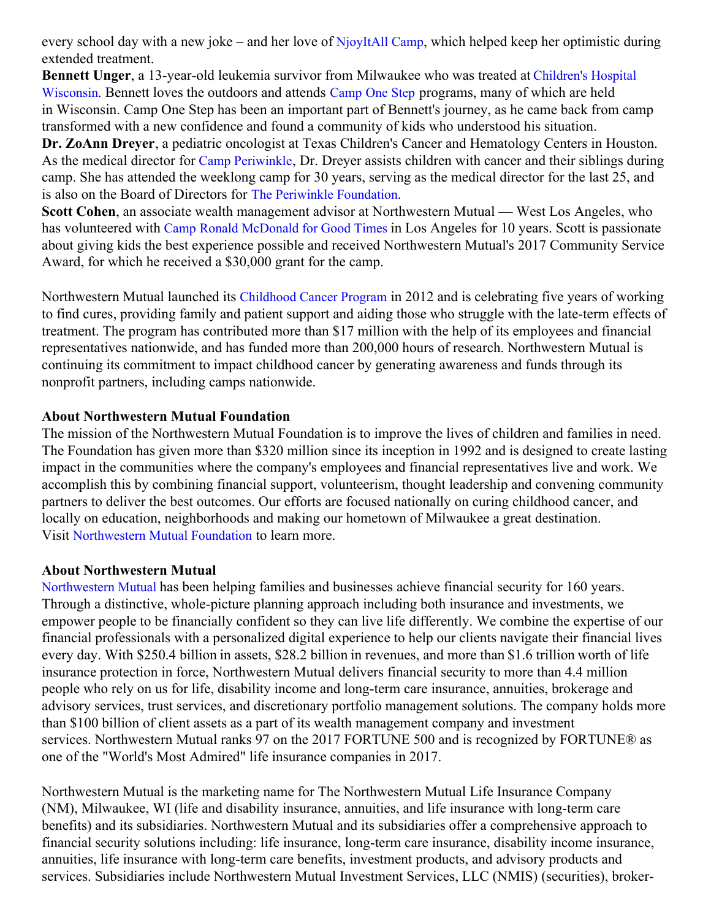every school day with a new joke – and her love of NjoyItAll Camp, which helped keep her optimistic during extended treatment.

**Bennett Unger**, a 13-year-old leukemia survivor from Milwaukee who was treated at Children's Hospital Wisconsin. Bennett loves the outdoors and attends Camp One Step programs, many of which are held in Wisconsin. Camp One Step has been an important part of Bennett's journey, as he came back from camp transformed with a new confidence and found a community of kids who understood his situation.

**Dr. ZoAnn Dreyer**, a pediatric oncologist at Texas Children's Cancer and Hematology Centers in Houston. As the medical director for Camp Periwinkle, Dr. Dreyer assists children with cancer and their siblings during camp. She has attended the weeklong camp for 30 years, serving as the medical director for the last 25, and is also on the Board of Directors for The Periwinkle Foundation.

**Scott Cohen**, an associate wealth management advisor at Northwestern Mutual — West Los Angeles, who has volunteered with Camp Ronald McDonald for Good Times in Los Angeles for 10 years. Scott is passionate about giving kids the best experience possible and received Northwestern Mutual's 2017 Community Service Award, for which he received a $30,000 grant for the camp.

Northwestern Mutual launched its Childhood Cancer Program in 2012 and is celebrating five years of working to find cures, providing family and patient support and aiding those who struggle with the late-term effects of treatment. The program has contributed more than $17 million with the help of its employees and financial representatives nationwide, and has funded more than 200,000 hours of research. Northwestern Mutual is continuing its commitment to impact childhood cancer by generating awareness and funds through its nonprofit partners, including camps nationwide.

**About Northwestern Mutual Foundation**

The mission of the Northwestern Mutual Foundation is to improve the lives of children and families in need. The Foundation has given more than $320 million since its inception in 1992 and is designed to create lasting impact in the communities where the company's employees and financial representatives live and work. We accomplish this by combining financial support, volunteerism, thought leadership and convening community partners to deliver the best outcomes. Our efforts are focused nationally on curing childhood cancer, and locally on education, neighborhoods and making our hometown of Milwaukee a great destination. Visit Northwestern Mutual Foundation to learn more.

**About Northwestern Mutual**

Northwestern Mutual has been helping families and businesses achieve financial security for 160 years. Through a distinctive, whole-picture planning approach including both insurance and investments, we empower people to be financially confident so they can live life differently. We combine the expertise of our financial professionals with a personalized digital experience to help our clients navigate their financial lives every day. With $250.4 billion in assets, $28.2 billion in revenues, and more than $1.6 trillion worth of life insurance protection in force, Northwestern Mutual delivers financial security to more than 4.4 million people who rely on us for life, disability income and long-term care insurance, annuities, brokerage and advisory services, trust services, and discretionary portfolio management solutions. The company holds more than $100 billion of client assets as a part of its wealth management company and investment services. Northwestern Mutual ranks 97 on the 2017 FORTUNE 500 and is recognized by FORTUNE® as one of the "World's Most Admired" life insurance companies in 2017.

Northwestern Mutual is the marketing name for The Northwestern Mutual Life Insurance Company (NM), Milwaukee, WI (life and disability insurance, annuities, and life insurance with long-term care benefits) and its subsidiaries. Northwestern Mutual and its subsidiaries offer a comprehensive approach to financial security solutions including: life insurance, long-term care insurance, disability income insurance, annuities, life insurance with long-term care benefits, investment products, and advisory products and services. Subsidiaries include Northwestern Mutual Investment Services, LLC (NMIS) (securities), broker-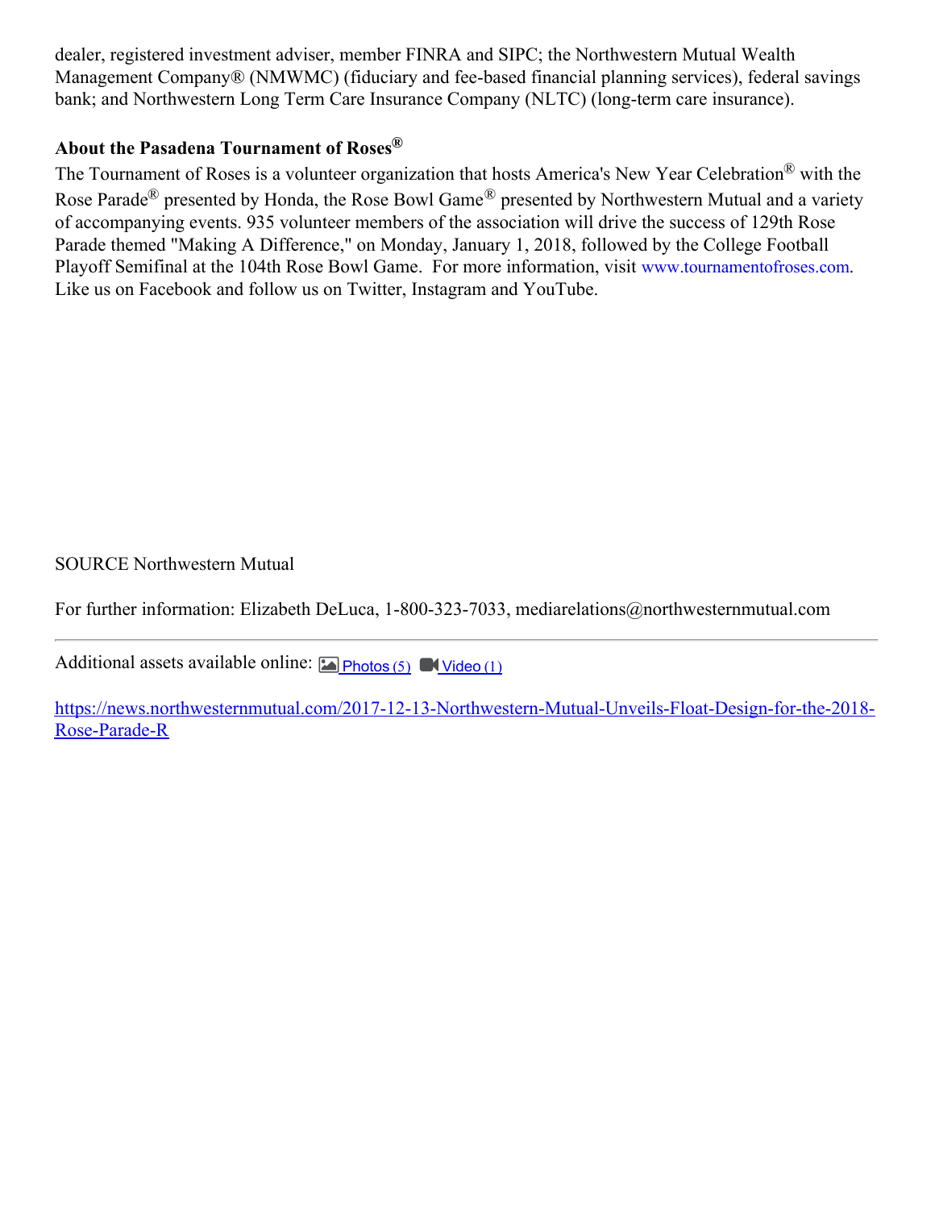dealer, registered investment adviser, member FINRA and SIPC; the Northwestern Mutual Wealth Management Company® (NMWMC) (fiduciary and fee-based financial planning services), federal savings bank; and Northwestern Long Term Care Insurance Company (NLTC) (long-term care insurance).

**About the Pasadena Tournament of Roses®**

The Tournament of Roses is a volunteer organization that hosts America's New Year Celebration® with the Rose Parade® presented by Honda, the Rose Bowl Game® presented by Northwestern Mutual and a variety of accompanying events. 935 volunteer members of the association will drive the success of 129th Rose Parade themed "Making A Difference," on Monday, January 1, 2018, followed by the College Football Playoff Semifinal at the 104th Rose Bowl Game. For more information, visit www.tournamentofroses.com. Like us on Facebook and follow us on Twitter, Instagram and YouTube.

SOURCE Northwestern Mutual

For further information: Elizabeth DeLuca, 1-800-323-7033, mediarelations@northwesternmutual.com

---

Additional assets available online: Photos (5) Video (1)

https://news.northwesternmutual.com/2017-12-13-Northwestern-Mutual-Unveils-Float-Design-for-the-2018-Rose-Parade-R